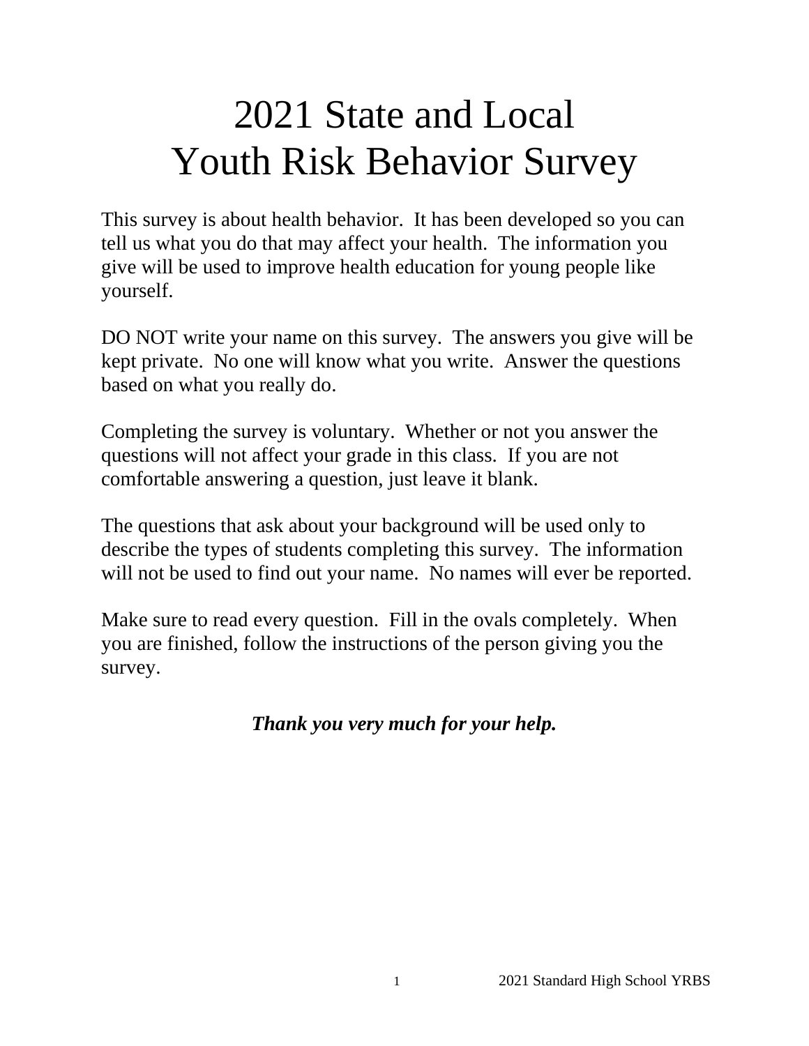# 2021 State and Local Youth Risk Behavior Survey

This survey is about health behavior. It has been developed so you can tell us what you do that may affect your health. The information you give will be used to improve health education for young people like yourself.

DO NOT write your name on this survey. The answers you give will be kept private. No one will know what you write. Answer the questions based on what you really do.

Completing the survey is voluntary. Whether or not you answer the questions will not affect your grade in this class. If you are not comfortable answering a question, just leave it blank.

The questions that ask about your background will be used only to describe the types of students completing this survey. The information will not be used to find out your name. No names will ever be reported.

Make sure to read every question. Fill in the ovals completely. When you are finished, follow the instructions of the person giving you the survey.

***Thank you very much for your help.***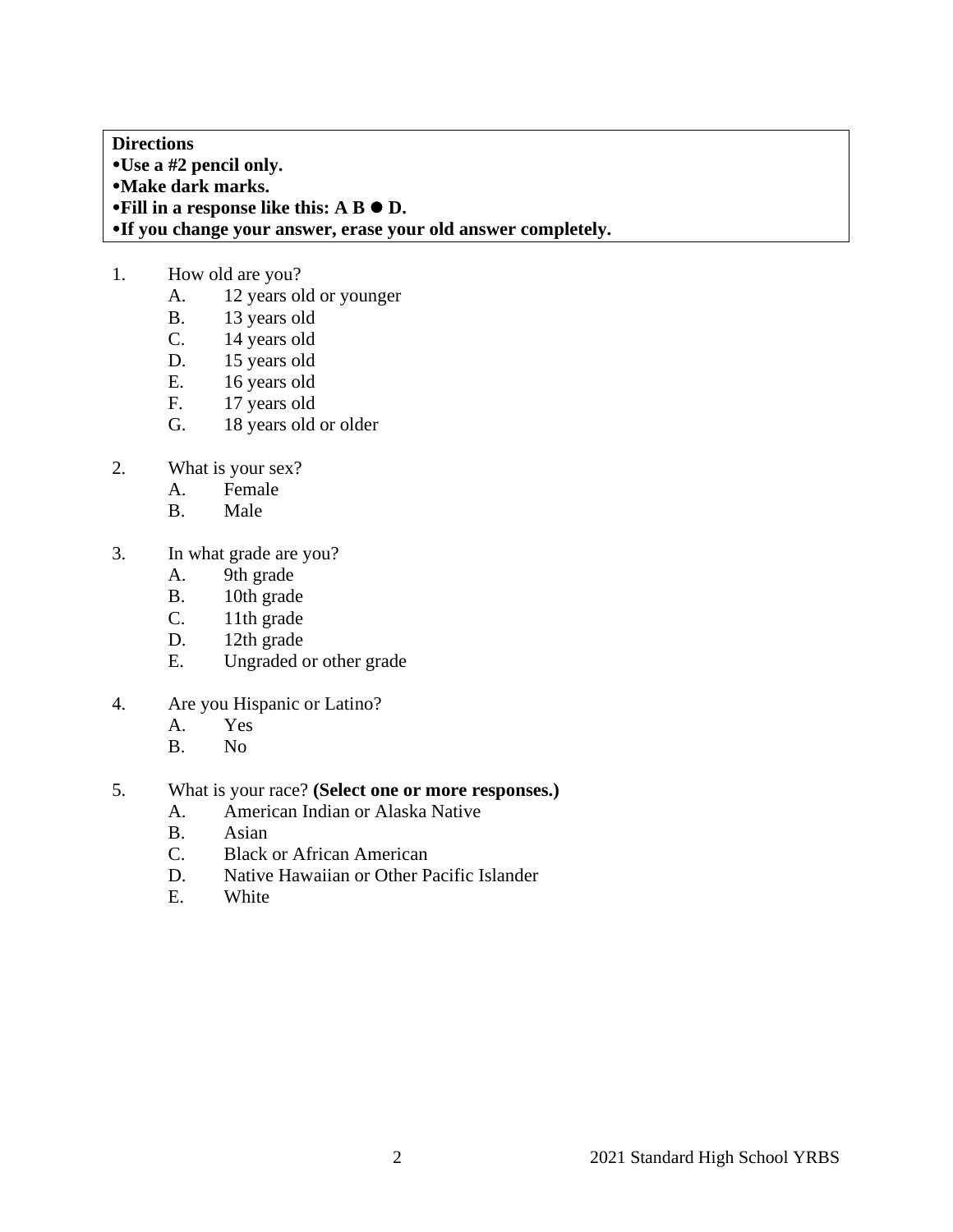**Directions**
**•Use a #2 pencil only.**
**•Make dark marks.**
**•Fill in a response like this: A B ● D.**
**•If you change your answer, erase your old answer completely.**

1. How old are you?
   - A. 12 years old or younger
   - B. 13 years old
   - C. 14 years old
   - D. 15 years old
   - E. 16 years old
   - F. 17 years old
   - G. 18 years old or older

2. What is your sex?
   - A. Female
   - B. Male

3. In what grade are you?
   - A. 9th grade
   - B. 10th grade
   - C. 11th grade
   - D. 12th grade
   - E. Ungraded or other grade

4. Are you Hispanic or Latino?
   - A. Yes
   - B. No

5. What is your race? **(Select one or more responses.)**
   - A. American Indian or Alaska Native
   - B. Asian
   - C. Black or African American
   - D. Native Hawaiian or Other Pacific Islander
   - E. White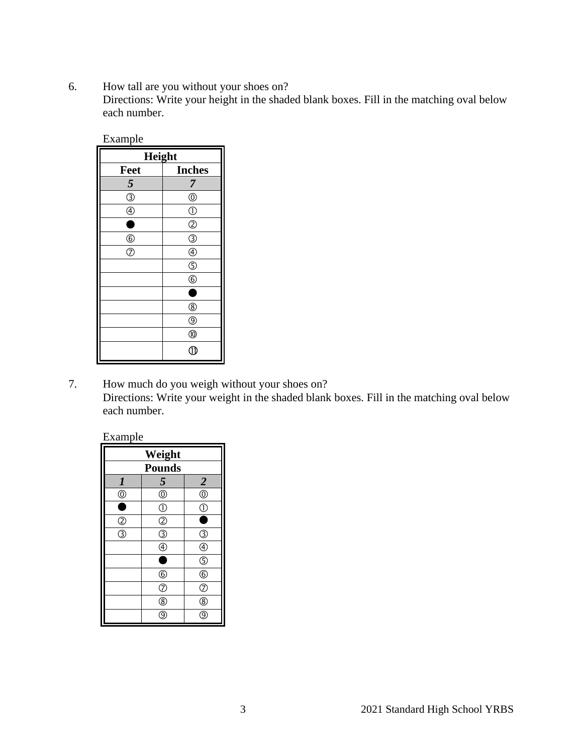6. How tall are you without your shoes on?
   Directions: Write your height in the shaded blank boxes. Fill in the matching oval below each number.

Example

| Height | |
|---|---|
| **Feet** | **Inches** |
| ***5*** | ***7*** |
| ③ | ⓪ |
| ④ | ① |
| ● | ② |
| ⑥ | ③ |
| ⑦ | ④ |
| | ⑤ |
| | ⑥ |
| | ● |
| | ⑧ |
| | ⑨ |
| | ⑩ |
| | ⑪ |

7. How much do you weigh without your shoes on?
   Directions: Write your weight in the shaded blank boxes. Fill in the matching oval below each number.

Example

| Weight | | |
|---|---|---|
| **Pounds** | | |
| ***1*** | ***5*** | ***2*** |
| ⓪ | ⓪ | ⓪ |
| ● | ① | ① |
| ② | ② | ● |
| ③ | ③ | ③ |
| | ④ | ④ |
| | ● | ⑤ |
| | ⑥ | ⑥ |
| | ⑦ | ⑦ |
| | ⑧ | ⑧ |
| | ⑨ | ⑨ |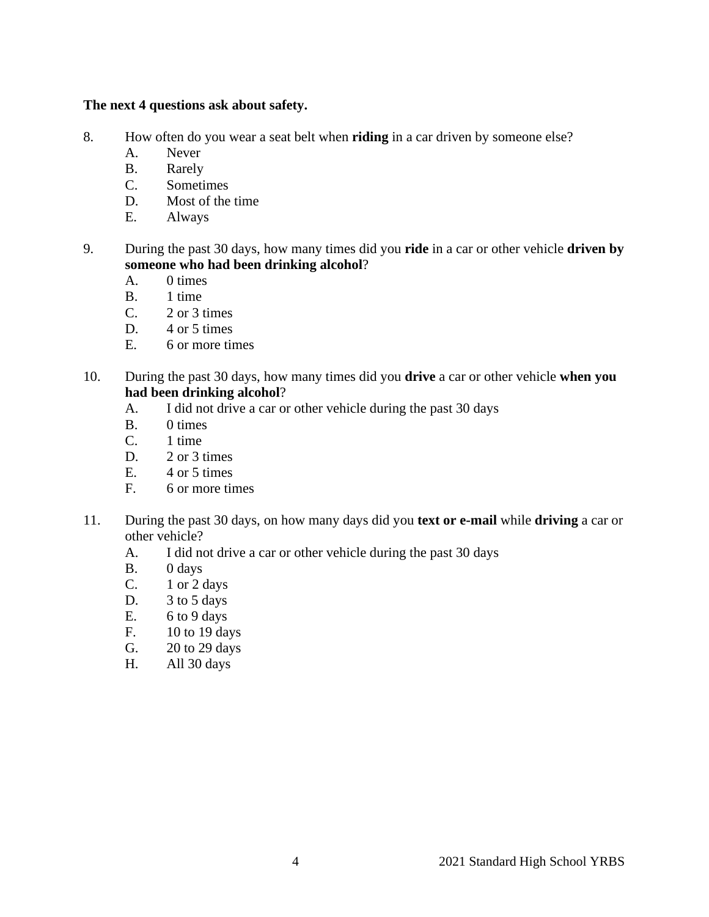**The next 4 questions ask about safety.**

8. How often do you wear a seat belt when **riding** in a car driven by someone else?
    A. Never
    B. Rarely
    C. Sometimes
    D. Most of the time
    E. Always

9. During the past 30 days, how many times did you **ride** in a car or other vehicle **driven by someone who had been drinking alcohol**?
    A. 0 times
    B. 1 time
    C. 2 or 3 times
    D. 4 or 5 times
    E. 6 or more times

10. During the past 30 days, how many times did you **drive** a car or other vehicle **when you had been drinking alcohol**?
    A. I did not drive a car or other vehicle during the past 30 days
    B. 0 times
    C. 1 time
    D. 2 or 3 times
    E. 4 or 5 times
    F. 6 or more times

11. During the past 30 days, on how many days did you **text or e-mail** while **driving** a car or other vehicle?
    A. I did not drive a car or other vehicle during the past 30 days
    B. 0 days
    C. 1 or 2 days
    D. 3 to 5 days
    E. 6 to 9 days
    F. 10 to 19 days
    G. 20 to 29 days
    H. All 30 days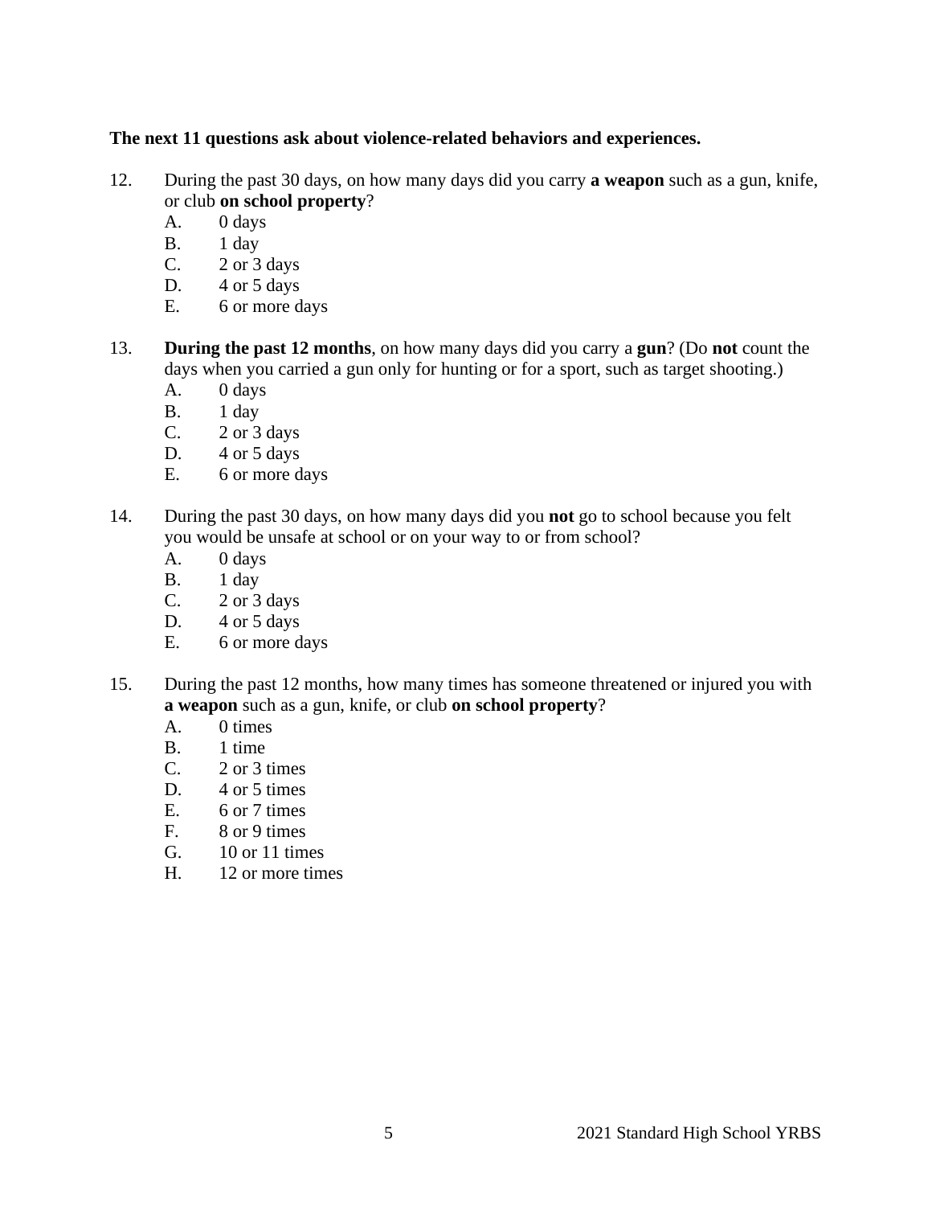**The next 11 questions ask about violence-related behaviors and experiences.**

12. During the past 30 days, on how many days did you carry **a weapon** such as a gun, knife, or club **on school property**?
    - A. 0 days
    - B. 1 day
    - C. 2 or 3 days
    - D. 4 or 5 days
    - E. 6 or more days

13. **During the past 12 months**, on how many days did you carry a **gun**? (Do **not** count the days when you carried a gun only for hunting or for a sport, such as target shooting.)
    - A. 0 days
    - B. 1 day
    - C. 2 or 3 days
    - D. 4 or 5 days
    - E. 6 or more days

14. During the past 30 days, on how many days did you **not** go to school because you felt you would be unsafe at school or on your way to or from school?
    - A. 0 days
    - B. 1 day
    - C. 2 or 3 days
    - D. 4 or 5 days
    - E. 6 or more days

15. During the past 12 months, how many times has someone threatened or injured you with **a weapon** such as a gun, knife, or club **on school property**?
    - A. 0 times
    - B. 1 time
    - C. 2 or 3 times
    - D. 4 or 5 times
    - E. 6 or 7 times
    - F. 8 or 9 times
    - G. 10 or 11 times
    - H. 12 or more times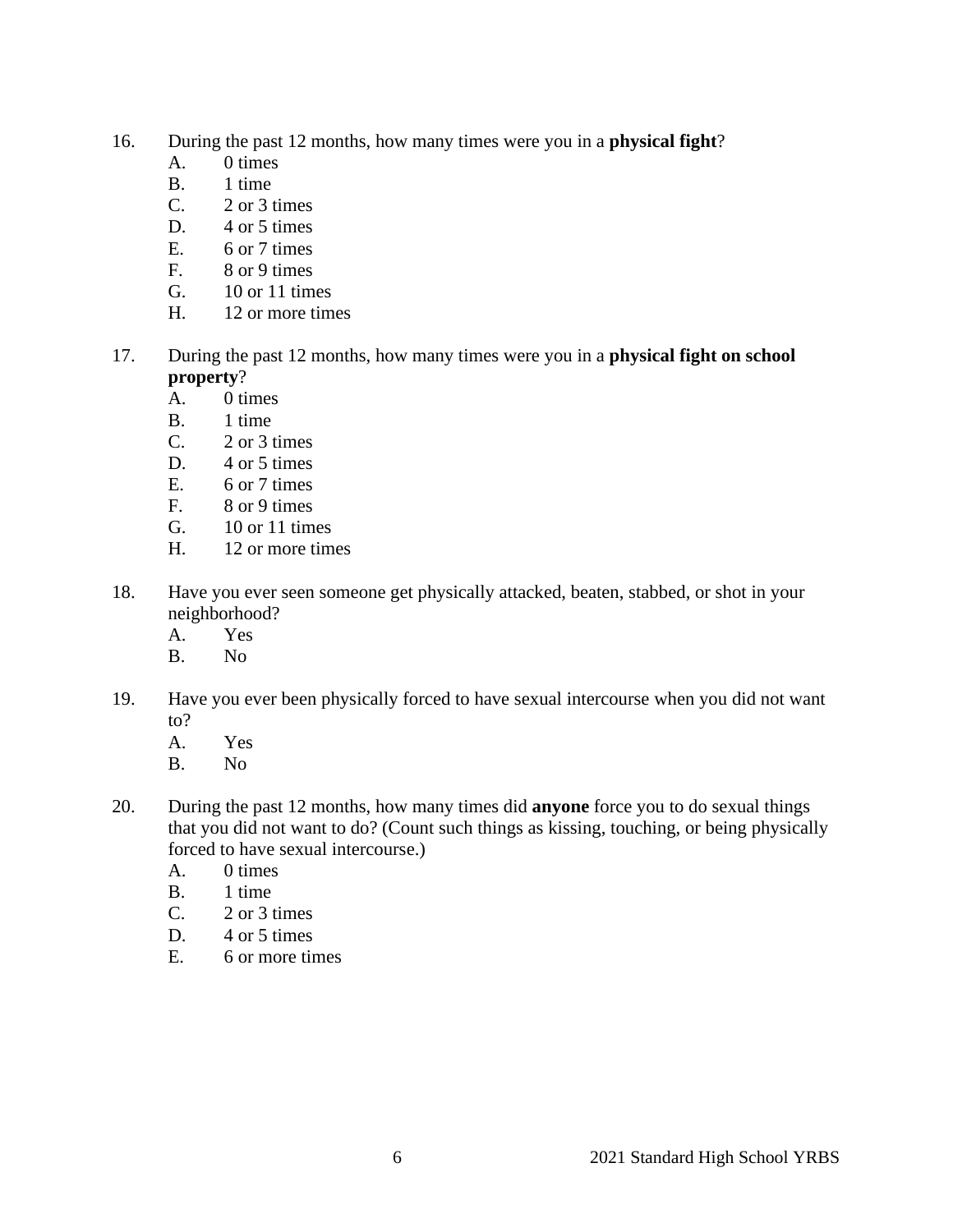16. During the past 12 months, how many times were you in a **physical fight**?
    - A. 0 times
    - B. 1 time
    - C. 2 or 3 times
    - D. 4 or 5 times
    - E. 6 or 7 times
    - F. 8 or 9 times
    - G. 10 or 11 times
    - H. 12 or more times

17. During the past 12 months, how many times were you in a **physical fight on school property**?
    - A. 0 times
    - B. 1 time
    - C. 2 or 3 times
    - D. 4 or 5 times
    - E. 6 or 7 times
    - F. 8 or 9 times
    - G. 10 or 11 times
    - H. 12 or more times

18. Have you ever seen someone get physically attacked, beaten, stabbed, or shot in your neighborhood?
    - A. Yes
    - B. No

19. Have you ever been physically forced to have sexual intercourse when you did not want to?
    - A. Yes
    - B. No

20. During the past 12 months, how many times did **anyone** force you to do sexual things that you did not want to do? (Count such things as kissing, touching, or being physically forced to have sexual intercourse.)
    - A. 0 times
    - B. 1 time
    - C. 2 or 3 times
    - D. 4 or 5 times
    - E. 6 or more times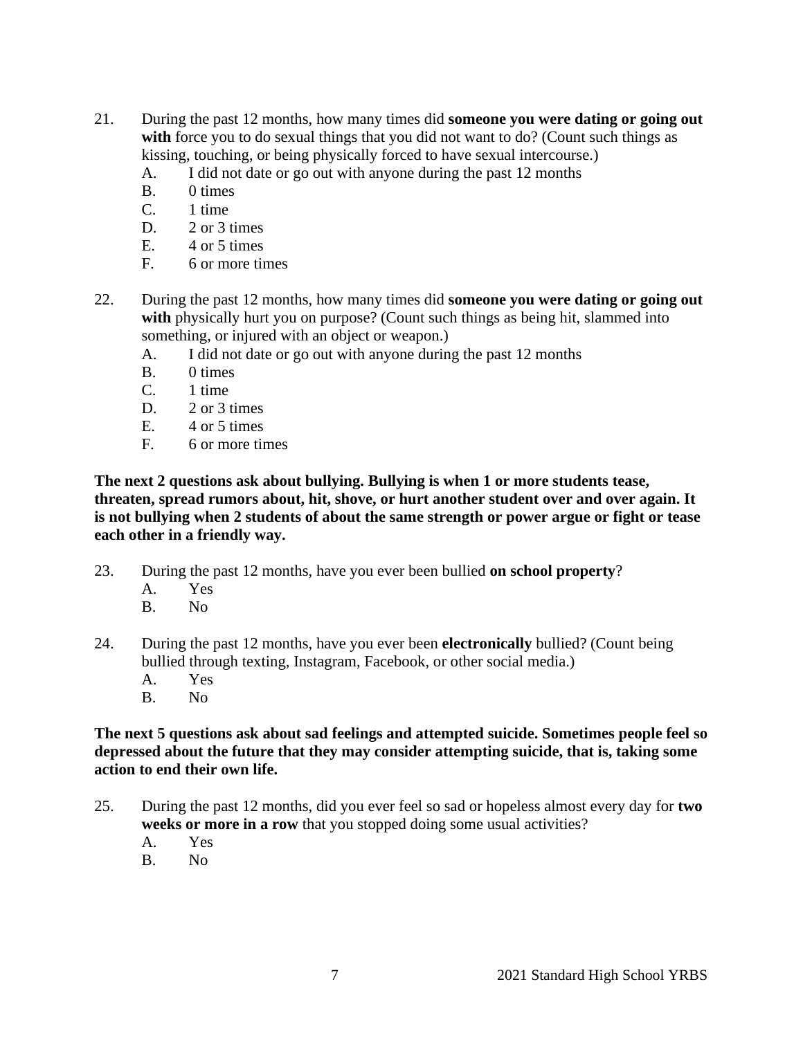21. During the past 12 months, how many times did **someone you were dating or going out with** force you to do sexual things that you did not want to do? (Count such things as kissing, touching, or being physically forced to have sexual intercourse.)
    - A. I did not date or go out with anyone during the past 12 months
    - B. 0 times
    - C. 1 time
    - D. 2 or 3 times
    - E. 4 or 5 times
    - F. 6 or more times

22. During the past 12 months, how many times did **someone you were dating or going out with** physically hurt you on purpose? (Count such things as being hit, slammed into something, or injured with an object or weapon.)
    - A. I did not date or go out with anyone during the past 12 months
    - B. 0 times
    - C. 1 time
    - D. 2 or 3 times
    - E. 4 or 5 times
    - F. 6 or more times

**The next 2 questions ask about bullying. Bullying is when 1 or more students tease, threaten, spread rumors about, hit, shove, or hurt another student over and over again. It is not bullying when 2 students of about the same strength or power argue or fight or tease each other in a friendly way.**

23. During the past 12 months, have you ever been bullied **on school property**?
    - A. Yes
    - B. No

24. During the past 12 months, have you ever been **electronically** bullied? (Count being bullied through texting, Instagram, Facebook, or other social media.)
    - A. Yes
    - B. No

**The next 5 questions ask about sad feelings and attempted suicide. Sometimes people feel so depressed about the future that they may consider attempting suicide, that is, taking some action to end their own life.**

25. During the past 12 months, did you ever feel so sad or hopeless almost every day for **two weeks or more in a row** that you stopped doing some usual activities?
    - A. Yes
    - B. No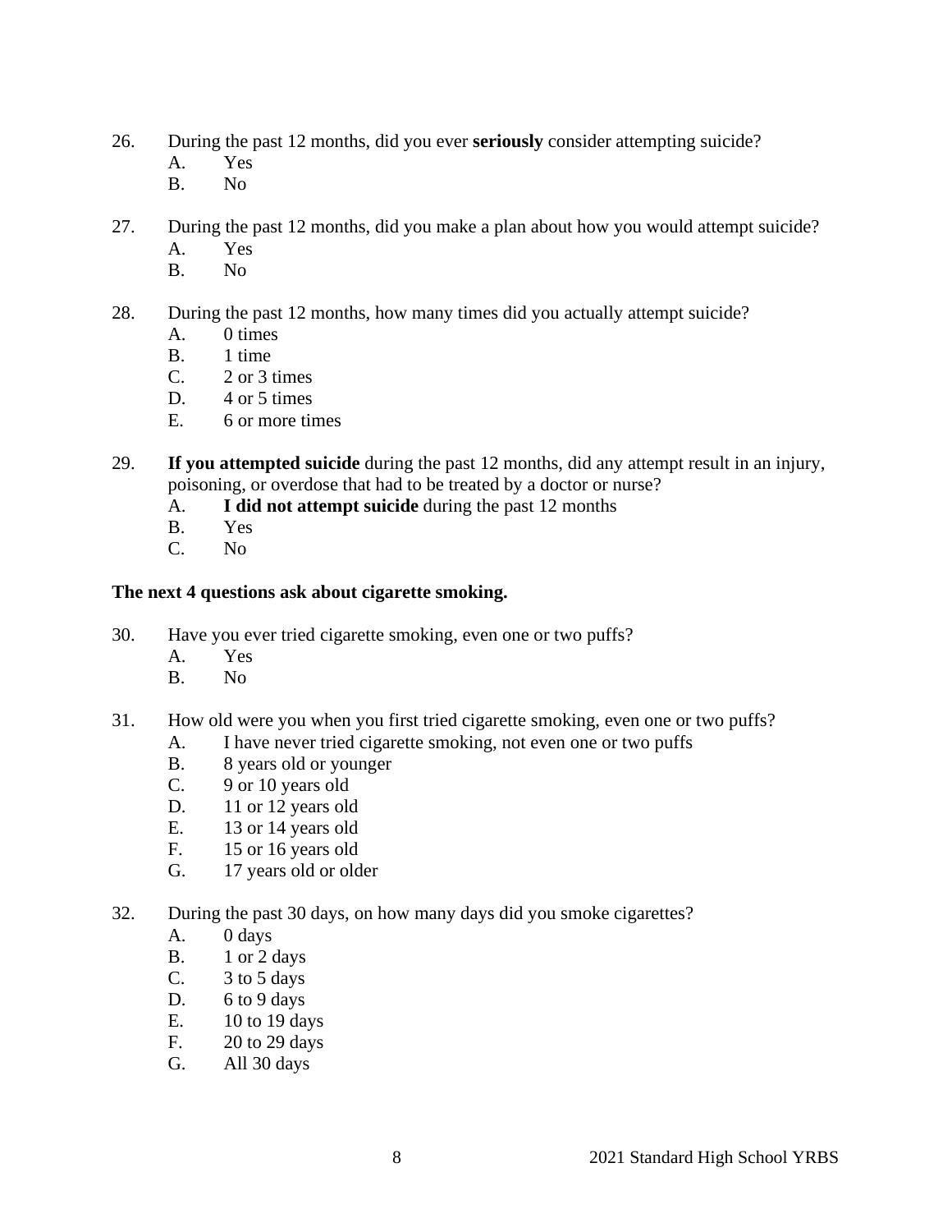26. During the past 12 months, did you ever **seriously** consider attempting suicide?
    - A. Yes
    - B. No

27. During the past 12 months, did you make a plan about how you would attempt suicide?
    - A. Yes
    - B. No

28. During the past 12 months, how many times did you actually attempt suicide?
    - A. 0 times
    - B. 1 time
    - C. 2 or 3 times
    - D. 4 or 5 times
    - E. 6 or more times

29. **If you attempted suicide** during the past 12 months, did any attempt result in an injury, poisoning, or overdose that had to be treated by a doctor or nurse?
    - A. **I did not attempt suicide** during the past 12 months
    - B. Yes
    - C. No

**The next 4 questions ask about cigarette smoking.**

30. Have you ever tried cigarette smoking, even one or two puffs?
    - A. Yes
    - B. No

31. How old were you when you first tried cigarette smoking, even one or two puffs?
    - A. I have never tried cigarette smoking, not even one or two puffs
    - B. 8 years old or younger
    - C. 9 or 10 years old
    - D. 11 or 12 years old
    - E. 13 or 14 years old
    - F. 15 or 16 years old
    - G. 17 years old or older

32. During the past 30 days, on how many days did you smoke cigarettes?
    - A. 0 days
    - B. 1 or 2 days
    - C. 3 to 5 days
    - D. 6 to 9 days
    - E. 10 to 19 days
    - F. 20 to 29 days
    - G. All 30 days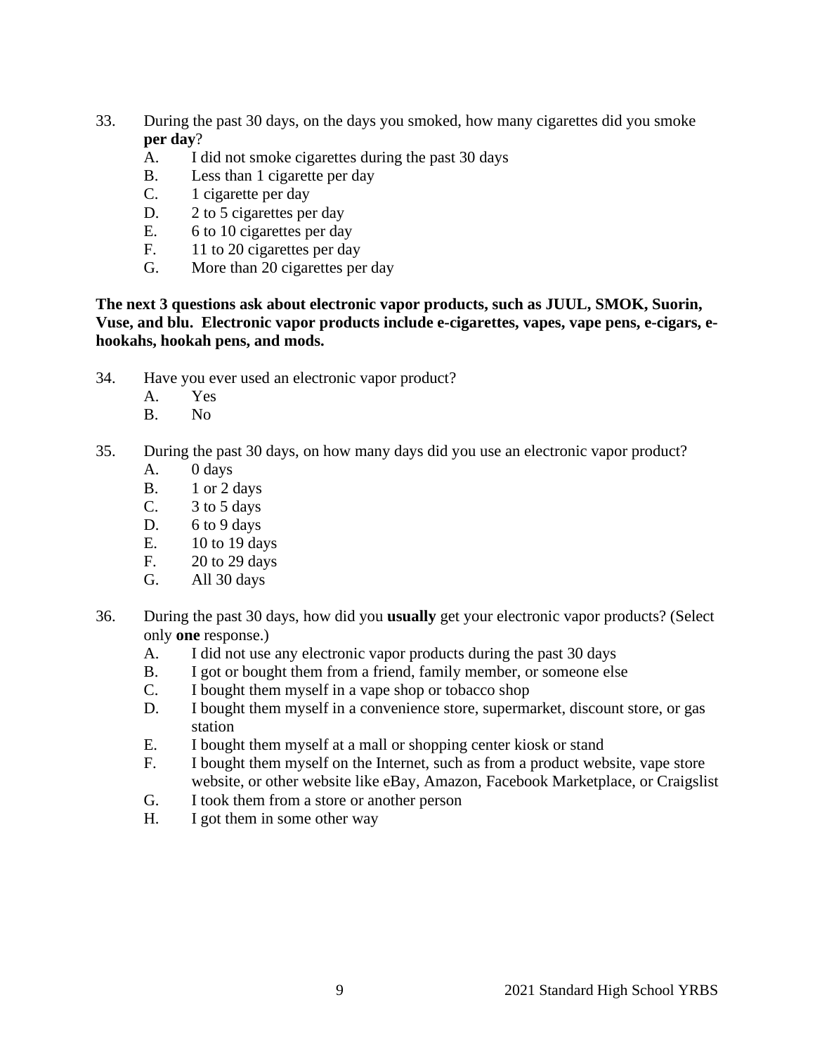33. During the past 30 days, on the days you smoked, how many cigarettes did you smoke **per day**?
    - A. I did not smoke cigarettes during the past 30 days
    - B. Less than 1 cigarette per day
    - C. 1 cigarette per day
    - D. 2 to 5 cigarettes per day
    - E. 6 to 10 cigarettes per day
    - F. 11 to 20 cigarettes per day
    - G. More than 20 cigarettes per day

**The next 3 questions ask about electronic vapor products, such as JUUL, SMOK, Suorin, Vuse, and blu. Electronic vapor products include e-cigarettes, vapes, vape pens, e-cigars, e-hookahs, hookah pens, and mods.**

34. Have you ever used an electronic vapor product?
    - A. Yes
    - B. No

35. During the past 30 days, on how many days did you use an electronic vapor product?
    - A. 0 days
    - B. 1 or 2 days
    - C. 3 to 5 days
    - D. 6 to 9 days
    - E. 10 to 19 days
    - F. 20 to 29 days
    - G. All 30 days

36. During the past 30 days, how did you **usually** get your electronic vapor products? (Select only **one** response.)
    - A. I did not use any electronic vapor products during the past 30 days
    - B. I got or bought them from a friend, family member, or someone else
    - C. I bought them myself in a vape shop or tobacco shop
    - D. I bought them myself in a convenience store, supermarket, discount store, or gas station
    - E. I bought them myself at a mall or shopping center kiosk or stand
    - F. I bought them myself on the Internet, such as from a product website, vape store website, or other website like eBay, Amazon, Facebook Marketplace, or Craigslist
    - G. I took them from a store or another person
    - H. I got them in some other way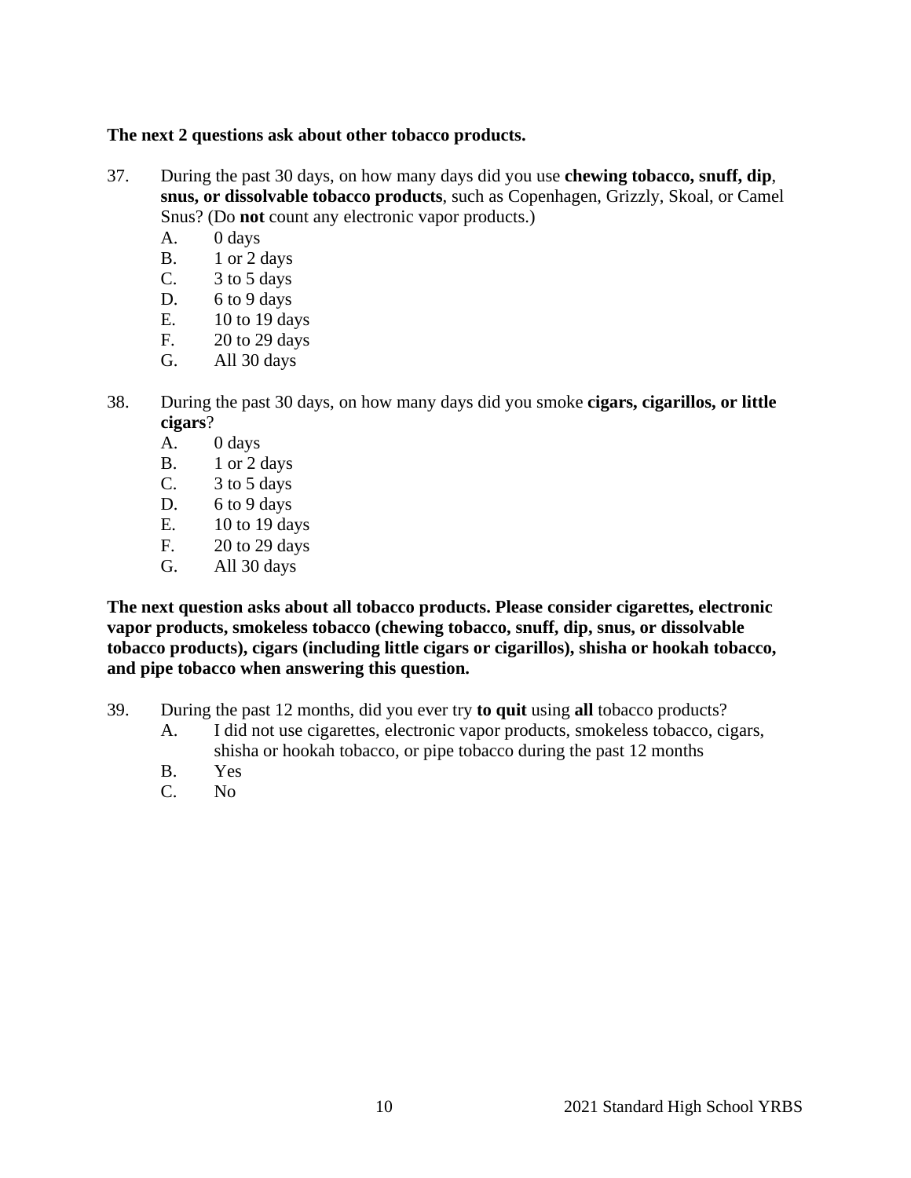**The next 2 questions ask about other tobacco products.**

37. During the past 30 days, on how many days did you use **chewing tobacco, snuff, dip**, **snus, or dissolvable tobacco products**, such as Copenhagen, Grizzly, Skoal, or Camel Snus? (Do **not** count any electronic vapor products.)
    - A. 0 days
    - B. 1 or 2 days
    - C. 3 to 5 days
    - D. 6 to 9 days
    - E. 10 to 19 days
    - F. 20 to 29 days
    - G. All 30 days

38. During the past 30 days, on how many days did you smoke **cigars, cigarillos, or little cigars**?
    - A. 0 days
    - B. 1 or 2 days
    - C. 3 to 5 days
    - D. 6 to 9 days
    - E. 10 to 19 days
    - F. 20 to 29 days
    - G. All 30 days

**The next question asks about all tobacco products. Please consider cigarettes, electronic vapor products, smokeless tobacco (chewing tobacco, snuff, dip, snus, or dissolvable tobacco products), cigars (including little cigars or cigarillos), shisha or hookah tobacco, and pipe tobacco when answering this question.**

39. During the past 12 months, did you ever try **to quit** using **all** tobacco products?
    - A. I did not use cigarettes, electronic vapor products, smokeless tobacco, cigars, shisha or hookah tobacco, or pipe tobacco during the past 12 months
    - B. Yes
    - C. No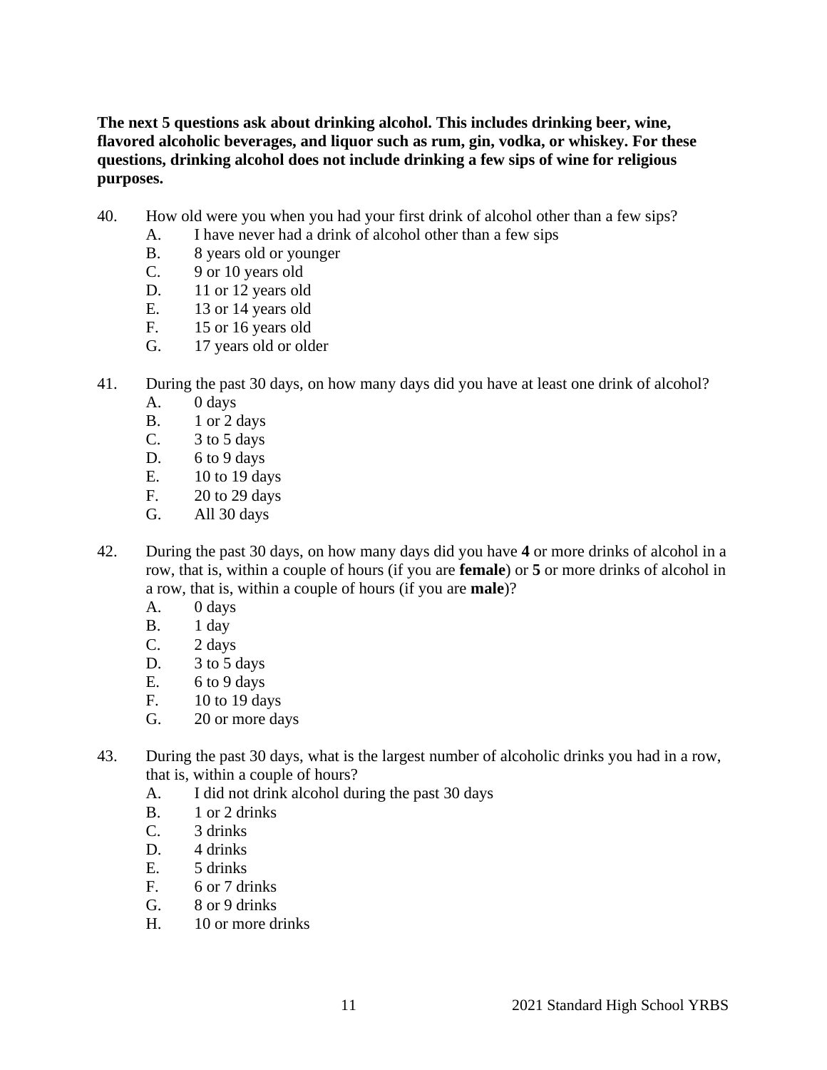**The next 5 questions ask about drinking alcohol. This includes drinking beer, wine, flavored alcoholic beverages, and liquor such as rum, gin, vodka, or whiskey. For these questions, drinking alcohol does not include drinking a few sips of wine for religious purposes.**

40. How old were you when you had your first drink of alcohol other than a few sips?
    - A. I have never had a drink of alcohol other than a few sips
    - B. 8 years old or younger
    - C. 9 or 10 years old
    - D. 11 or 12 years old
    - E. 13 or 14 years old
    - F. 15 or 16 years old
    - G. 17 years old or older

41. During the past 30 days, on how many days did you have at least one drink of alcohol?
    - A. 0 days
    - B. 1 or 2 days
    - C. 3 to 5 days
    - D. 6 to 9 days
    - E. 10 to 19 days
    - F. 20 to 29 days
    - G. All 30 days

42. During the past 30 days, on how many days did you have **4** or more drinks of alcohol in a row, that is, within a couple of hours (if you are **female**) or **5** or more drinks of alcohol in a row, that is, within a couple of hours (if you are **male**)?
    - A. 0 days
    - B. 1 day
    - C. 2 days
    - D. 3 to 5 days
    - E. 6 to 9 days
    - F. 10 to 19 days
    - G. 20 or more days

43. During the past 30 days, what is the largest number of alcoholic drinks you had in a row, that is, within a couple of hours?
    - A. I did not drink alcohol during the past 30 days
    - B. 1 or 2 drinks
    - C. 3 drinks
    - D. 4 drinks
    - E. 5 drinks
    - F. 6 or 7 drinks
    - G. 8 or 9 drinks
    - H. 10 or more drinks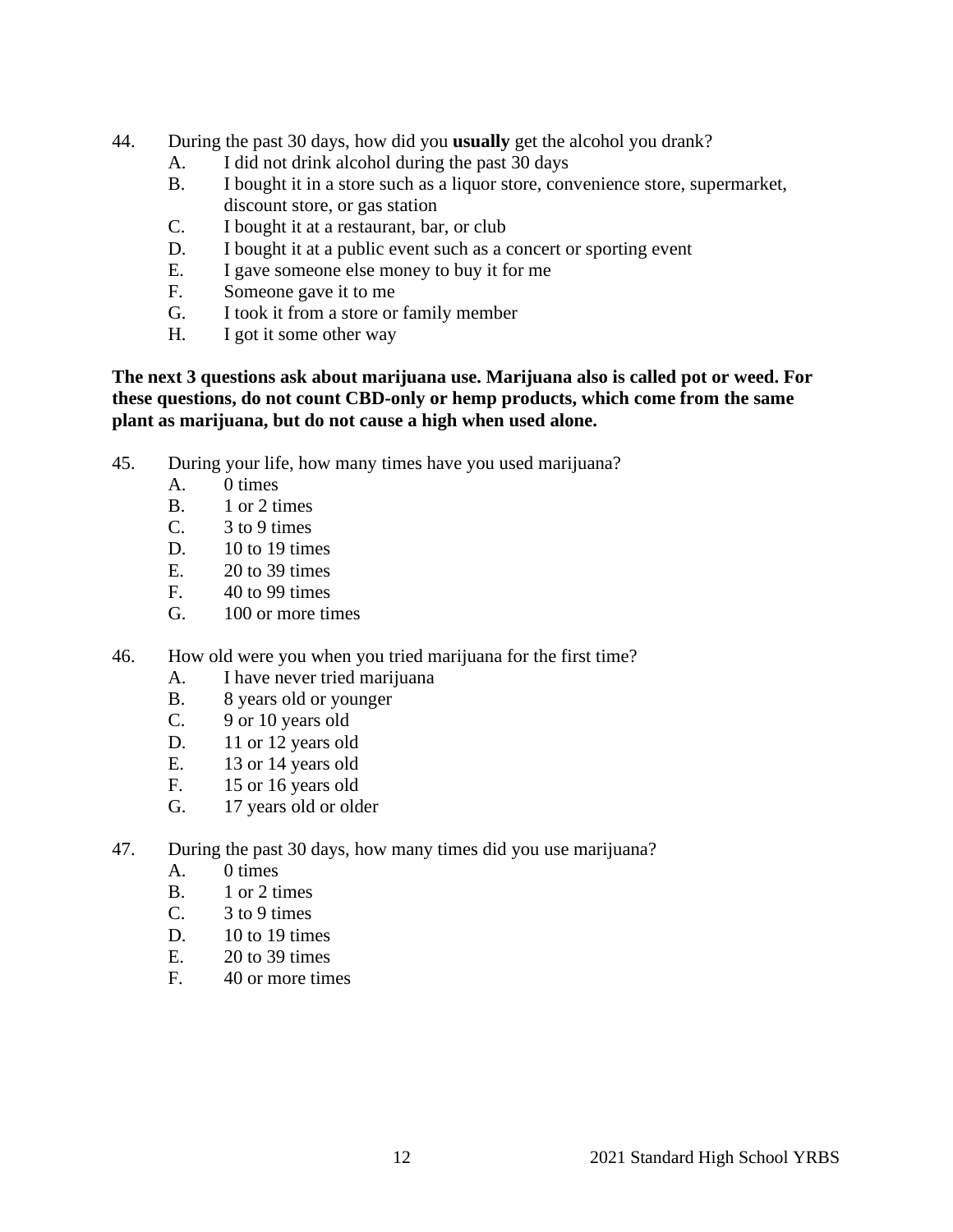44. During the past 30 days, how did you **usually** get the alcohol you drank?
    - A. I did not drink alcohol during the past 30 days
    - B. I bought it in a store such as a liquor store, convenience store, supermarket, discount store, or gas station
    - C. I bought it at a restaurant, bar, or club
    - D. I bought it at a public event such as a concert or sporting event
    - E. I gave someone else money to buy it for me
    - F. Someone gave it to me
    - G. I took it from a store or family member
    - H. I got it some other way

**The next 3 questions ask about marijuana use. Marijuana also is called pot or weed. For these questions, do not count CBD-only or hemp products, which come from the same plant as marijuana, but do not cause a high when used alone.**

45. During your life, how many times have you used marijuana?
    - A. 0 times
    - B. 1 or 2 times
    - C. 3 to 9 times
    - D. 10 to 19 times
    - E. 20 to 39 times
    - F. 40 to 99 times
    - G. 100 or more times

46. How old were you when you tried marijuana for the first time?
    - A. I have never tried marijuana
    - B. 8 years old or younger
    - C. 9 or 10 years old
    - D. 11 or 12 years old
    - E. 13 or 14 years old
    - F. 15 or 16 years old
    - G. 17 years old or older

47. During the past 30 days, how many times did you use marijuana?
    - A. 0 times
    - B. 1 or 2 times
    - C. 3 to 9 times
    - D. 10 to 19 times
    - E. 20 to 39 times
    - F. 40 or more times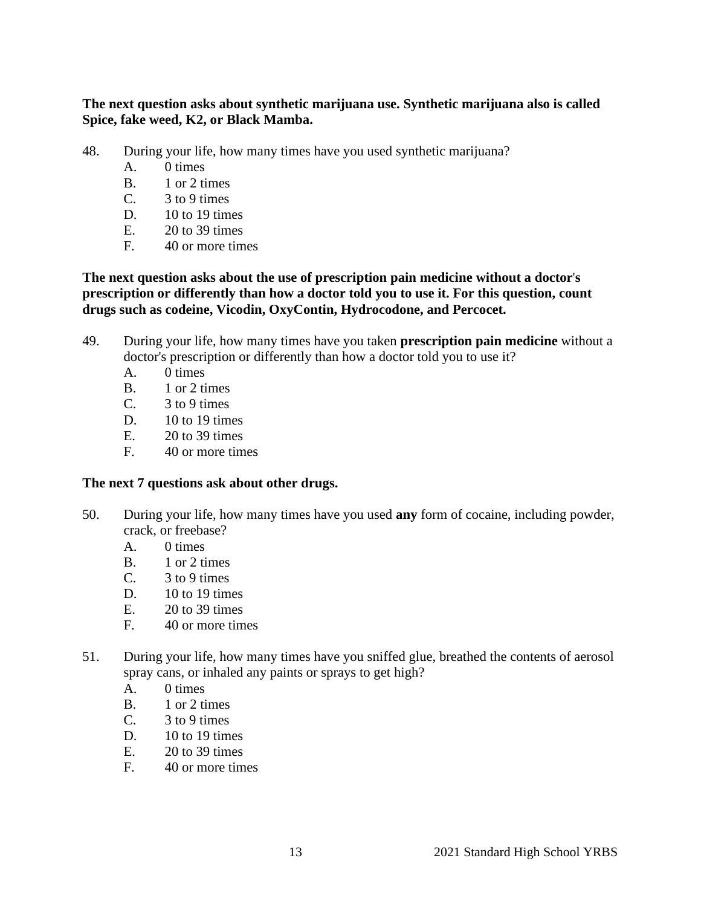**The next question asks about synthetic marijuana use. Synthetic marijuana also is called Spice, fake weed, K2, or Black Mamba.**

48. During your life, how many times have you used synthetic marijuana?
    - A. 0 times
    - B. 1 or 2 times
    - C. 3 to 9 times
    - D. 10 to 19 times
    - E. 20 to 39 times
    - F. 40 or more times

**The next question asks about the use of prescription pain medicine without a doctor's prescription or differently than how a doctor told you to use it. For this question, count drugs such as codeine, Vicodin, OxyContin, Hydrocodone, and Percocet.**

49. During your life, how many times have you taken **prescription pain medicine** without a doctor's prescription or differently than how a doctor told you to use it?
    - A. 0 times
    - B. 1 or 2 times
    - C. 3 to 9 times
    - D. 10 to 19 times
    - E. 20 to 39 times
    - F. 40 or more times

**The next 7 questions ask about other drugs.**

50. During your life, how many times have you used **any** form of cocaine, including powder, crack, or freebase?
    - A. 0 times
    - B. 1 or 2 times
    - C. 3 to 9 times
    - D. 10 to 19 times
    - E. 20 to 39 times
    - F. 40 or more times

51. During your life, how many times have you sniffed glue, breathed the contents of aerosol spray cans, or inhaled any paints or sprays to get high?
    - A. 0 times
    - B. 1 or 2 times
    - C. 3 to 9 times
    - D. 10 to 19 times
    - E. 20 to 39 times
    - F. 40 or more times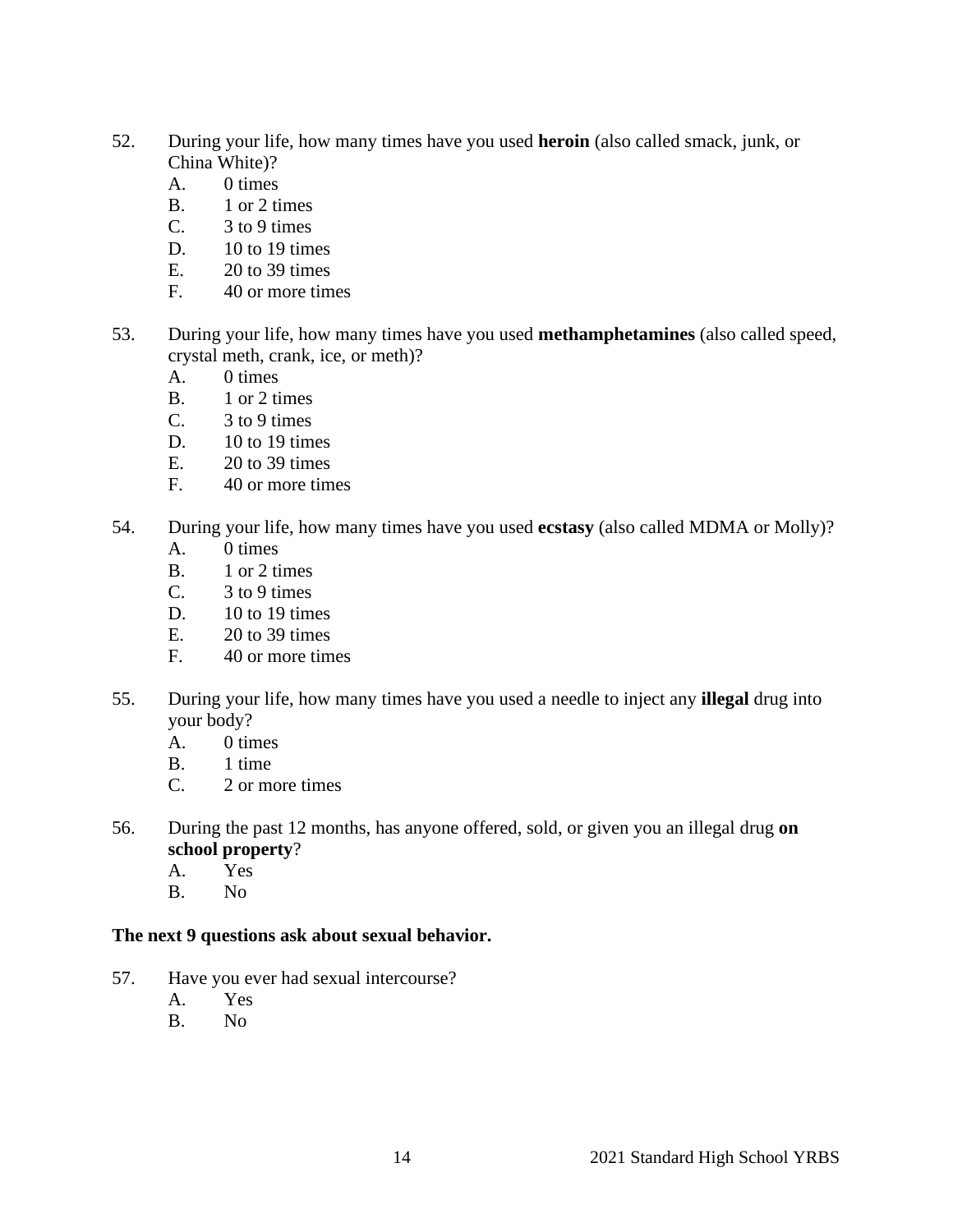52. During your life, how many times have you used **heroin** (also called smack, junk, or China White)?
    A. 0 times
    B. 1 or 2 times
    C. 3 to 9 times
    D. 10 to 19 times
    E. 20 to 39 times
    F. 40 or more times

53. During your life, how many times have you used **methamphetamines** (also called speed, crystal meth, crank, ice, or meth)?
    A. 0 times
    B. 1 or 2 times
    C. 3 to 9 times
    D. 10 to 19 times
    E. 20 to 39 times
    F. 40 or more times

54. During your life, how many times have you used **ecstasy** (also called MDMA or Molly)?
    A. 0 times
    B. 1 or 2 times
    C. 3 to 9 times
    D. 10 to 19 times
    E. 20 to 39 times
    F. 40 or more times

55. During your life, how many times have you used a needle to inject any **illegal** drug into your body?
    A. 0 times
    B. 1 time
    C. 2 or more times

56. During the past 12 months, has anyone offered, sold, or given you an illegal drug **on school property**?
    A. Yes
    B. No

**The next 9 questions ask about sexual behavior.**

57. Have you ever had sexual intercourse?
    A. Yes
    B. No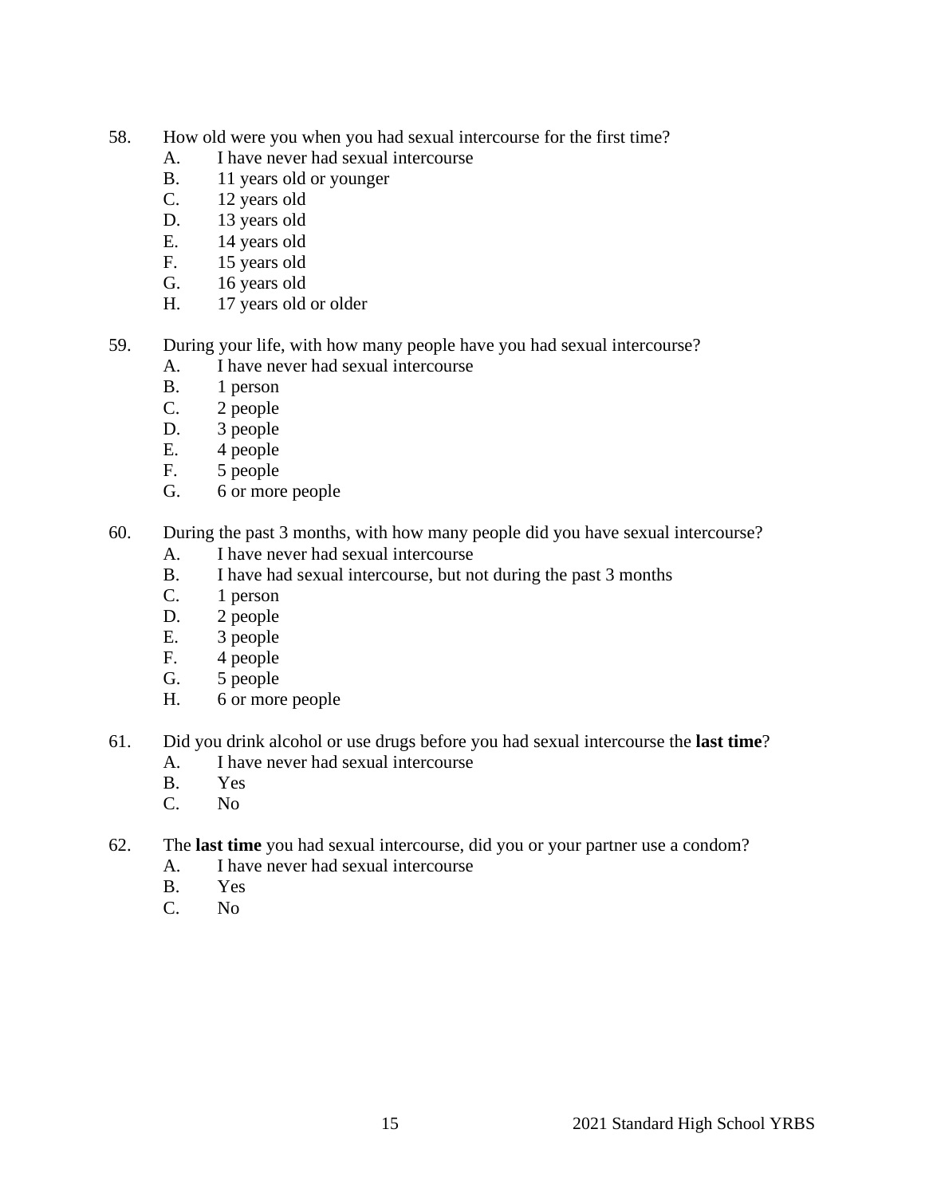58. How old were you when you had sexual intercourse for the first time?
    - A. I have never had sexual intercourse
    - B. 11 years old or younger
    - C. 12 years old
    - D. 13 years old
    - E. 14 years old
    - F. 15 years old
    - G. 16 years old
    - H. 17 years old or older

59. During your life, with how many people have you had sexual intercourse?
    - A. I have never had sexual intercourse
    - B. 1 person
    - C. 2 people
    - D. 3 people
    - E. 4 people
    - F. 5 people
    - G. 6 or more people

60. During the past 3 months, with how many people did you have sexual intercourse?
    - A. I have never had sexual intercourse
    - B. I have had sexual intercourse, but not during the past 3 months
    - C. 1 person
    - D. 2 people
    - E. 3 people
    - F. 4 people
    - G. 5 people
    - H. 6 or more people

61. Did you drink alcohol or use drugs before you had sexual intercourse the **last time**?
    - A. I have never had sexual intercourse
    - B. Yes
    - C. No

62. The **last time** you had sexual intercourse, did you or your partner use a condom?
    - A. I have never had sexual intercourse
    - B. Yes
    - C. No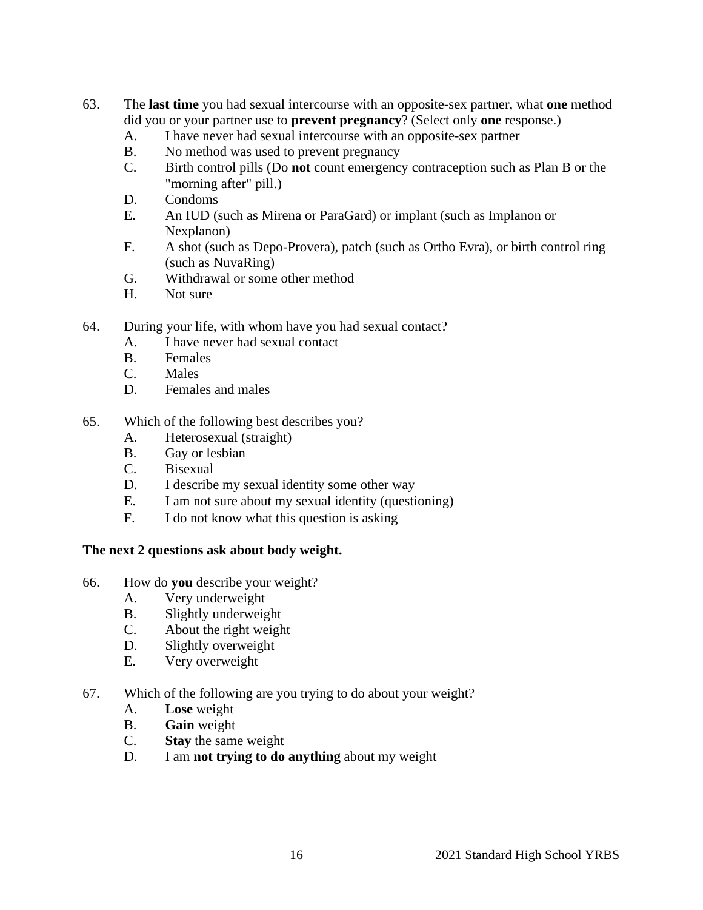63. The **last time** you had sexual intercourse with an opposite-sex partner, what **one** method did you or your partner use to **prevent pregnancy**? (Select only **one** response.)
    - A. I have never had sexual intercourse with an opposite-sex partner
    - B. No method was used to prevent pregnancy
    - C. Birth control pills (Do **not** count emergency contraception such as Plan B or the "morning after" pill.)
    - D. Condoms
    - E. An IUD (such as Mirena or ParaGard) or implant (such as Implanon or Nexplanon)
    - F. A shot (such as Depo-Provera), patch (such as Ortho Evra), or birth control ring (such as NuvaRing)
    - G. Withdrawal or some other method
    - H. Not sure

64. During your life, with whom have you had sexual contact?
    - A. I have never had sexual contact
    - B. Females
    - C. Males
    - D. Females and males

65. Which of the following best describes you?
    - A. Heterosexual (straight)
    - B. Gay or lesbian
    - C. Bisexual
    - D. I describe my sexual identity some other way
    - E. I am not sure about my sexual identity (questioning)
    - F. I do not know what this question is asking

**The next 2 questions ask about body weight.**

66. How do **you** describe your weight?
    - A. Very underweight
    - B. Slightly underweight
    - C. About the right weight
    - D. Slightly overweight
    - E. Very overweight

67. Which of the following are you trying to do about your weight?
    - A. **Lose** weight
    - B. **Gain** weight
    - C. **Stay** the same weight
    - D. I am **not trying to do anything** about my weight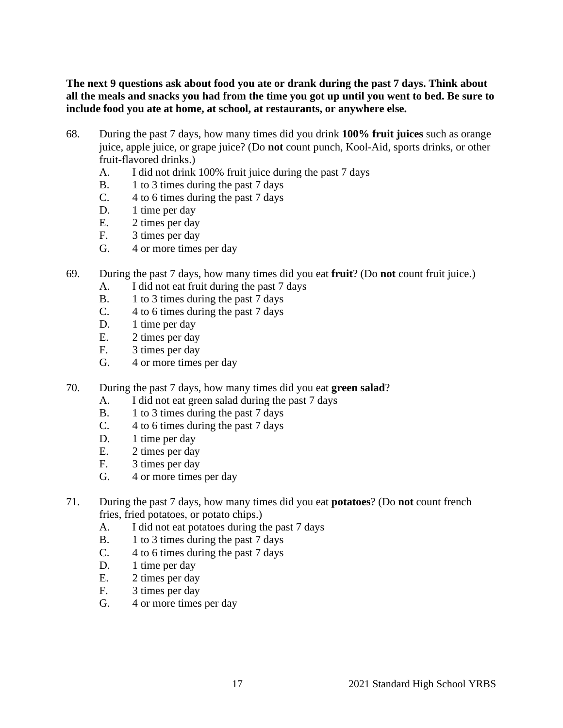**The next 9 questions ask about food you ate or drank during the past 7 days. Think about all the meals and snacks you had from the time you got up until you went to bed. Be sure to include food you ate at home, at school, at restaurants, or anywhere else.**

68. During the past 7 days, how many times did you drink **100% fruit juices** such as orange juice, apple juice, or grape juice? (Do **not** count punch, Kool-Aid, sports drinks, or other fruit-flavored drinks.)
    - A. I did not drink 100% fruit juice during the past 7 days
    - B. 1 to 3 times during the past 7 days
    - C. 4 to 6 times during the past 7 days
    - D. 1 time per day
    - E. 2 times per day
    - F. 3 times per day
    - G. 4 or more times per day

69. During the past 7 days, how many times did you eat **fruit**? (Do **not** count fruit juice.)
    - A. I did not eat fruit during the past 7 days
    - B. 1 to 3 times during the past 7 days
    - C. 4 to 6 times during the past 7 days
    - D. 1 time per day
    - E. 2 times per day
    - F. 3 times per day
    - G. 4 or more times per day

70. During the past 7 days, how many times did you eat **green salad**?
    - A. I did not eat green salad during the past 7 days
    - B. 1 to 3 times during the past 7 days
    - C. 4 to 6 times during the past 7 days
    - D. 1 time per day
    - E. 2 times per day
    - F. 3 times per day
    - G. 4 or more times per day

71. During the past 7 days, how many times did you eat **potatoes**? (Do **not** count french fries, fried potatoes, or potato chips.)
    - A. I did not eat potatoes during the past 7 days
    - B. 1 to 3 times during the past 7 days
    - C. 4 to 6 times during the past 7 days
    - D. 1 time per day
    - E. 2 times per day
    - F. 3 times per day
    - G. 4 or more times per day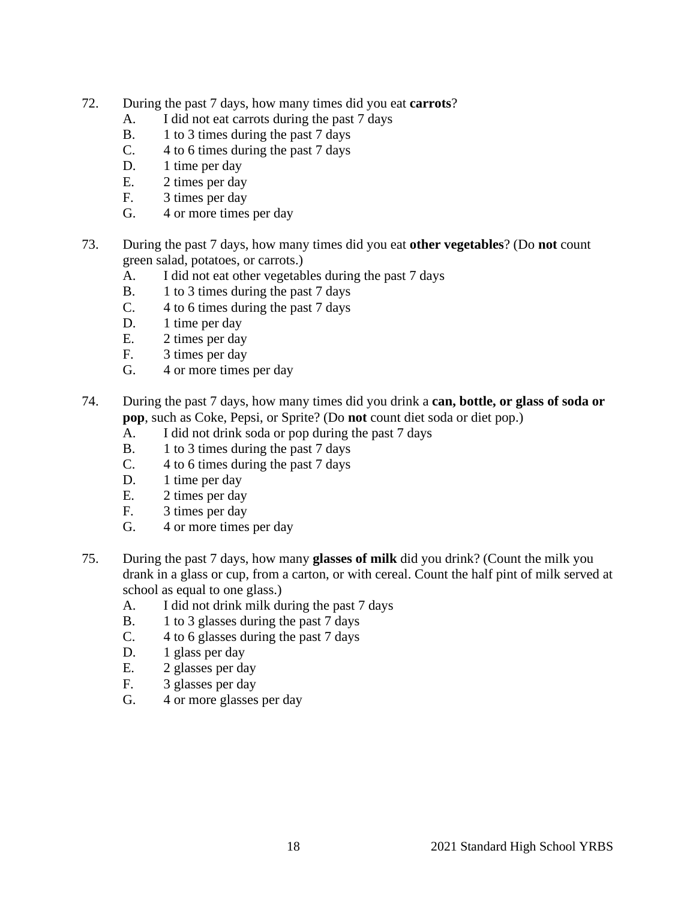72. During the past 7 days, how many times did you eat **carrots**?
   - A. I did not eat carrots during the past 7 days
   - B. 1 to 3 times during the past 7 days
   - C. 4 to 6 times during the past 7 days
   - D. 1 time per day
   - E. 2 times per day
   - F. 3 times per day
   - G. 4 or more times per day

73. During the past 7 days, how many times did you eat **other vegetables**? (Do **not** count green salad, potatoes, or carrots.)
   - A. I did not eat other vegetables during the past 7 days
   - B. 1 to 3 times during the past 7 days
   - C. 4 to 6 times during the past 7 days
   - D. 1 time per day
   - E. 2 times per day
   - F. 3 times per day
   - G. 4 or more times per day

74. During the past 7 days, how many times did you drink a **can, bottle, or glass of soda or pop**, such as Coke, Pepsi, or Sprite? (Do **not** count diet soda or diet pop.)
   - A. I did not drink soda or pop during the past 7 days
   - B. 1 to 3 times during the past 7 days
   - C. 4 to 6 times during the past 7 days
   - D. 1 time per day
   - E. 2 times per day
   - F. 3 times per day
   - G. 4 or more times per day

75. During the past 7 days, how many **glasses of milk** did you drink? (Count the milk you drank in a glass or cup, from a carton, or with cereal. Count the half pint of milk served at school as equal to one glass.)
   - A. I did not drink milk during the past 7 days
   - B. 1 to 3 glasses during the past 7 days
   - C. 4 to 6 glasses during the past 7 days
   - D. 1 glass per day
   - E. 2 glasses per day
   - F. 3 glasses per day
   - G. 4 or more glasses per day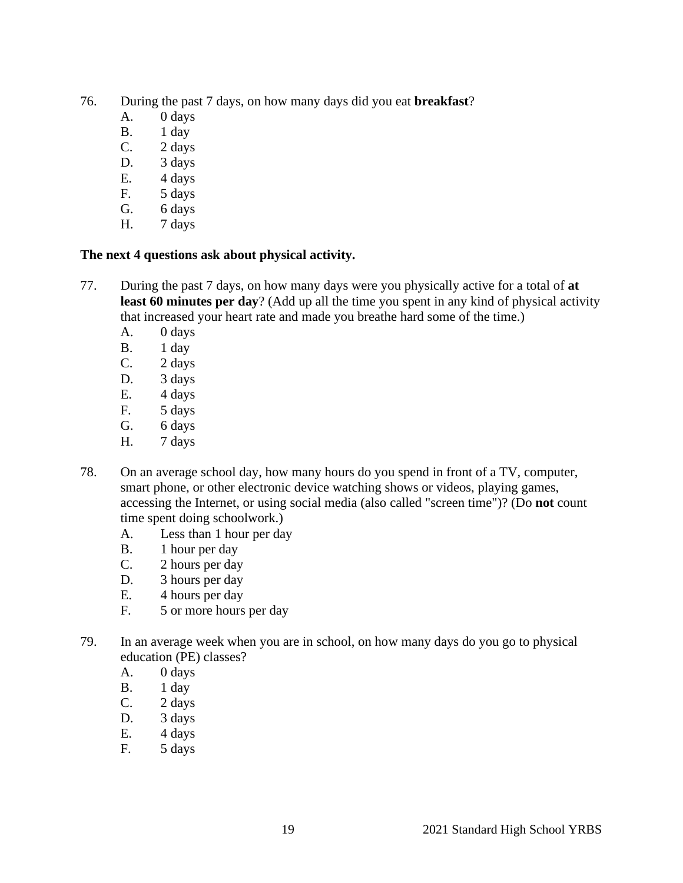76. During the past 7 days, on how many days did you eat **breakfast**?
    A. 0 days
    B. 1 day
    C. 2 days
    D. 3 days
    E. 4 days
    F. 5 days
    G. 6 days
    H. 7 days

**The next 4 questions ask about physical activity.**

77. During the past 7 days, on how many days were you physically active for a total of **at least 60 minutes per day**? (Add up all the time you spent in any kind of physical activity that increased your heart rate and made you breathe hard some of the time.)
    A. 0 days
    B. 1 day
    C. 2 days
    D. 3 days
    E. 4 days
    F. 5 days
    G. 6 days
    H. 7 days

78. On an average school day, how many hours do you spend in front of a TV, computer, smart phone, or other electronic device watching shows or videos, playing games, accessing the Internet, or using social media (also called "screen time")? (Do **not** count time spent doing schoolwork.)
    A. Less than 1 hour per day
    B. 1 hour per day
    C. 2 hours per day
    D. 3 hours per day
    E. 4 hours per day
    F. 5 or more hours per day

79. In an average week when you are in school, on how many days do you go to physical education (PE) classes?
    A. 0 days
    B. 1 day
    C. 2 days
    D. 3 days
    E. 4 days
    F. 5 days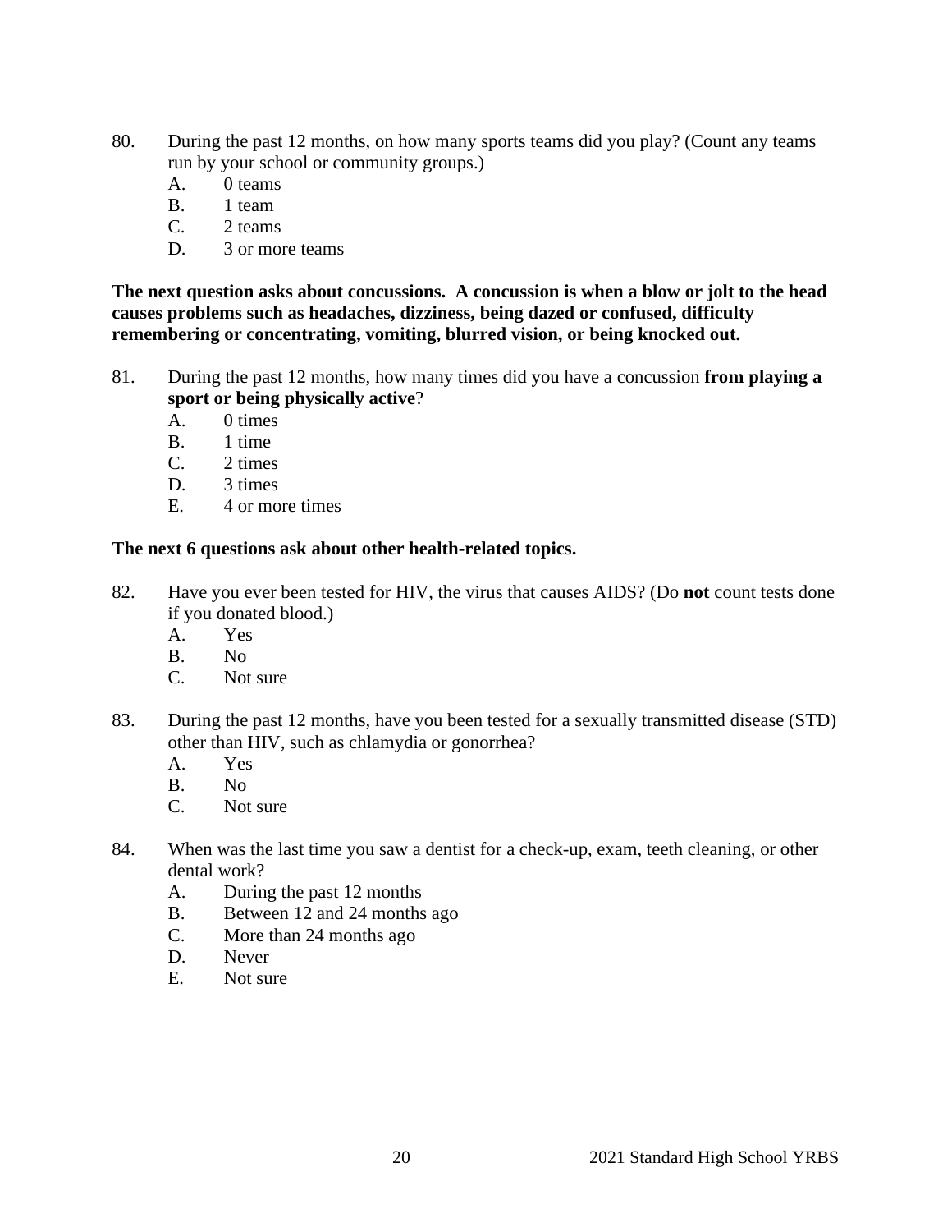80. During the past 12 months, on how many sports teams did you play? (Count any teams run by your school or community groups.)
   - A. 0 teams
   - B. 1 team
   - C. 2 teams
   - D. 3 or more teams

**The next question asks about concussions. A concussion is when a blow or jolt to the head causes problems such as headaches, dizziness, being dazed or confused, difficulty remembering or concentrating, vomiting, blurred vision, or being knocked out.**

81. During the past 12 months, how many times did you have a concussion **from playing a sport or being physically active**?
   - A. 0 times
   - B. 1 time
   - C. 2 times
   - D. 3 times
   - E. 4 or more times

**The next 6 questions ask about other health-related topics.**

82. Have you ever been tested for HIV, the virus that causes AIDS? (Do **not** count tests done if you donated blood.)
   - A. Yes
   - B. No
   - C. Not sure

83. During the past 12 months, have you been tested for a sexually transmitted disease (STD) other than HIV, such as chlamydia or gonorrhea?
   - A. Yes
   - B. No
   - C. Not sure

84. When was the last time you saw a dentist for a check-up, exam, teeth cleaning, or other dental work?
   - A. During the past 12 months
   - B. Between 12 and 24 months ago
   - C. More than 24 months ago
   - D. Never
   - E. Not sure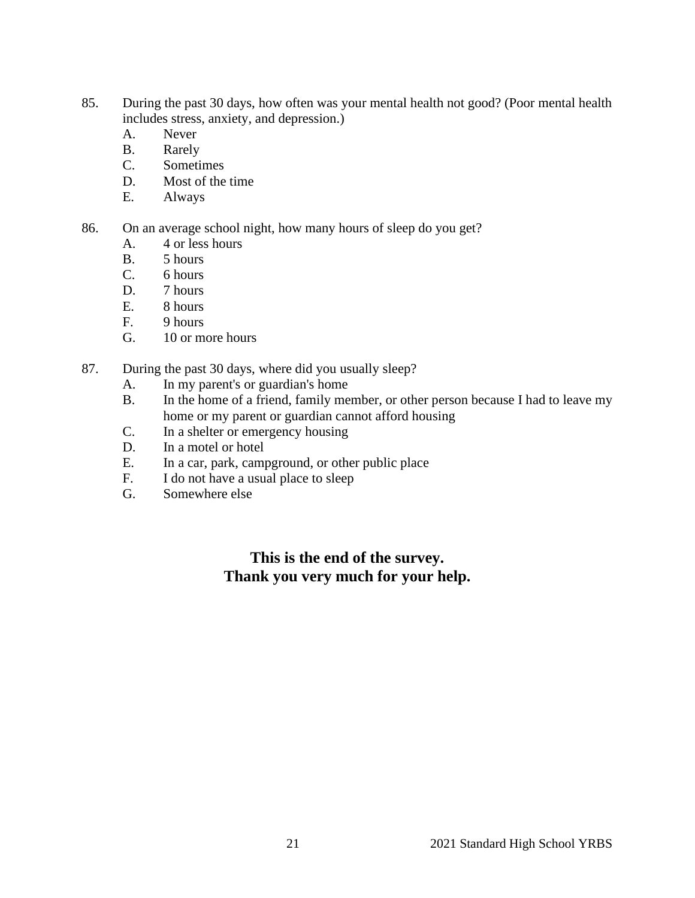85. During the past 30 days, how often was your mental health not good? (Poor mental health includes stress, anxiety, and depression.)
   - A. Never
   - B. Rarely
   - C. Sometimes
   - D. Most of the time
   - E. Always

86. On an average school night, how many hours of sleep do you get?
   - A. 4 or less hours
   - B. 5 hours
   - C. 6 hours
   - D. 7 hours
   - E. 8 hours
   - F. 9 hours
   - G. 10 or more hours

87. During the past 30 days, where did you usually sleep?
   - A. In my parent's or guardian's home
   - B. In the home of a friend, family member, or other person because I had to leave my home or my parent or guardian cannot afford housing
   - C. In a shelter or emergency housing
   - D. In a motel or hotel
   - E. In a car, park, campground, or other public place
   - F. I do not have a usual place to sleep
   - G. Somewhere else

**This is the end of the survey.**
**Thank you very much for your help.**